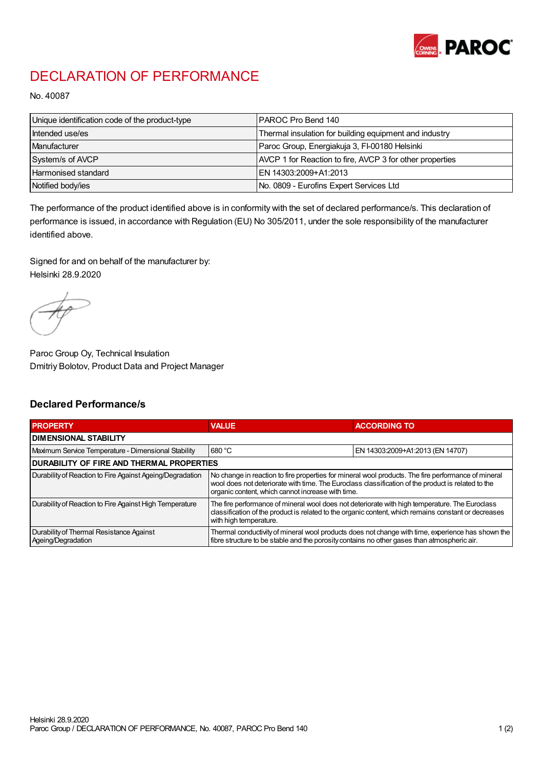# DECLARATION OF PERFORMANCE

No. 40087

| Unique identification code of the product-type | PAROC Pro Bend 140 |
|---|---|
| Intended use/es | Thermal insulation for building equipment and industry |
| Manufacturer | Paroc Group, Energiakuja 3, FI-00180 Helsinki |
| System/s of AVCP | AVCP 1 for Reaction to fire, AVCP 3 for other properties |
| Harmonised standard | EN 14303:2009+A1:2013 |
| Notified body/ies | No. 0809 - Eurofins Expert Services Ltd |

The performance of the product identified above is in conformity with the set of declared performance/s. This declaration of performance is issued, in accordance with Regulation (EU) No 305/2011, under the sole responsibility of the manufacturer identified above.

Signed for and on behalf of the manufacturer by:
Helsinki 28.9.2020

Paroc Group Oy, Technical Insulation
Dmitriy Bolotov, Product Data and Project Manager

## Declared Performance/s

| PROPERTY | VALUE | ACCORDING TO |
|---|---|---|
| **DIMENSIONAL STABILITY** | | |
| Maximum Service Temperature - Dimensional Stability | 680 °C | EN 14303:2009+A1:2013 (EN 14707) |
| **DURABILITY OF FIRE AND THERMAL PROPERTIES** | | |
| Durability of Reaction to Fire Against Ageing/Degradation | No change in reaction to fire properties for mineral wool products. The fire performance of mineral wool does not deteriorate with time. The Euroclass classification of the product is related to the organic content, which cannot increase with time. | |
| Durability of Reaction to Fire Against High Temperature | The fire performance of mineral wool does not deteriorate with high temperature. The Euroclass classification of the product is related to the organic content, which remains constant or decreases with high temperature. | |
| Durability of Thermal Resistance Against Ageing/Degradation | Thermal conductivity of mineral wool products does not change with time, experience has shown the fibre structure to be stable and the porosity contains no other gases than atmospheric air. | |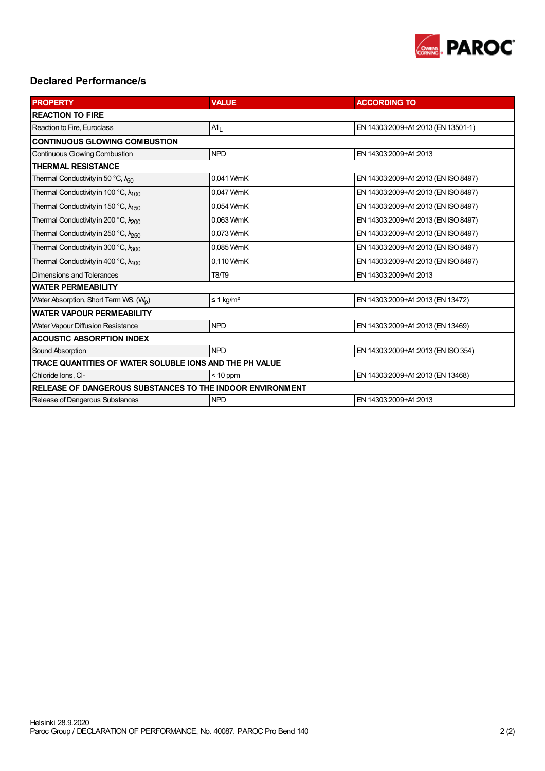## Declared Performance/s

| PROPERTY | VALUE | ACCORDING TO |
|---|---|---|
| **REACTION TO FIRE** | | |
| Reaction to Fire, Euroclass | $A1_L$ | EN 14303:2009+A1:2013 (EN 13501-1) |
| **CONTINUOUS GLOWING COMBUSTION** | | |
| Continuous Glowing Combustion | NPD | EN 14303:2009+A1:2013 |
| **THERMAL RESISTANCE** | | |
| Thermal Conductivity in 50 °C, $\lambda_{50}$ | 0,041 W/mK | EN 14303:2009+A1:2013 (EN ISO 8497) |
| Thermal Conductivity in 100 °C, $\lambda_{100}$ | 0,047 W/mK | EN 14303:2009+A1:2013 (EN ISO 8497) |
| Thermal Conductivity in 150 °C, $\lambda_{150}$ | 0,054 W/mK | EN 14303:2009+A1:2013 (EN ISO 8497) |
| Thermal Conductivity in 200 °C, $\lambda_{200}$ | 0,063 W/mK | EN 14303:2009+A1:2013 (EN ISO 8497) |
| Thermal Conductivity in 250 °C, $\lambda_{250}$ | 0,073 W/mK | EN 14303:2009+A1:2013 (EN ISO 8497) |
| Thermal Conductivity in 300 °C, $\lambda_{300}$ | 0,085 W/mK | EN 14303:2009+A1:2013 (EN ISO 8497) |
| Thermal Conductivity in 400 °C, $\lambda_{400}$ | 0,110 W/mK | EN 14303:2009+A1:2013 (EN ISO 8497) |
| Dimensions and Tolerances | T8/T9 | EN 14303:2009+A1:2013 |
| **WATER PERMEABILITY** | | |
| Water Absorption, Short Term WS, ($W_p$) | ≤ 1 kg/m² | EN 14303:2009+A1:2013 (EN 13472) |
| **WATER VAPOUR PERMEABILITY** | | |
| Water Vapour Diffusion Resistance | NPD | EN 14303:2009+A1:2013 (EN 13469) |
| **ACOUSTIC ABSORPTION INDEX** | | |
| Sound Absorption | NPD | EN 14303:2009+A1:2013 (EN ISO 354) |
| **TRACE QUANTITIES OF WATER SOLUBLE IONS AND THE PH VALUE** | | |
| Chloride Ions, Cl- | < 10 ppm | EN 14303:2009+A1:2013 (EN 13468) |
| **RELEASE OF DANGEROUS SUBSTANCES TO THE INDOOR ENVIRONMENT** | | |
| Release of Dangerous Substances | NPD | EN 14303:2009+A1:2013 |

Helsinki 28.9.2020
Paroc Group / DECLARATION OF PERFORMANCE, No. 40087, PAROC Pro Bend 140